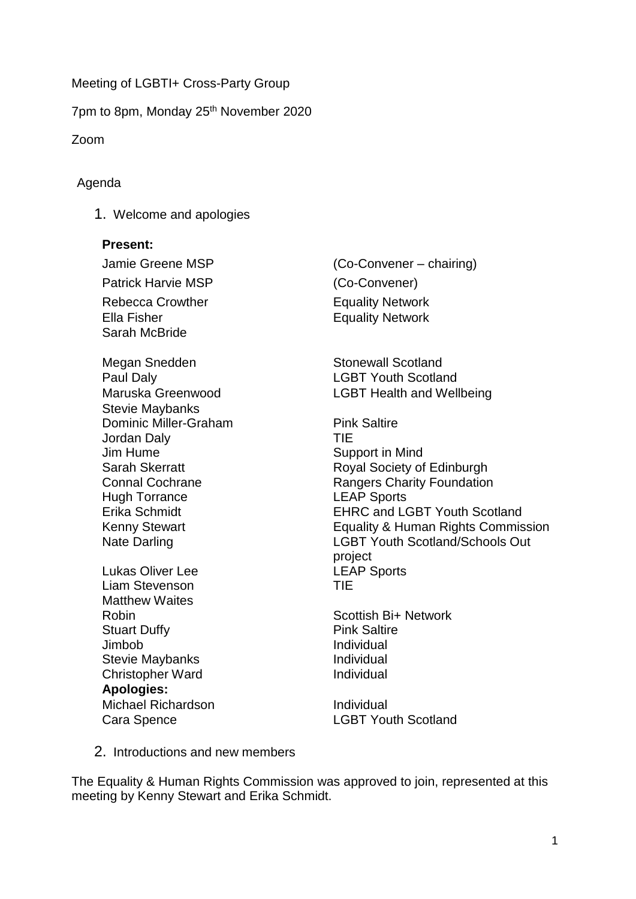Meeting of LGBTI+ Cross-Party Group

7pm to 8pm, Monday 25th November 2020

Zoom

Agenda

1. Welcome and apologies

**Present:**

| | |
|---|---|
| Jamie Greene MSP | (Co-Convener – chairing) |
| Patrick Harvie MSP | (Co-Convener) |
| Rebecca Crowther | Equality Network |
| Ella Fisher | Equality Network |
| Sarah McBride | |
| Megan Snedden | Stonewall Scotland |
| Paul Daly | LGBT Youth Scotland |
| Maruska Greenwood | LGBT Health and Wellbeing |
| Stevie Maybanks | |
| Dominic Miller-Graham | Pink Saltire |
| Jordan Daly | TIE |
| Jim Hume | Support in Mind |
| Sarah Skerratt | Royal Society of Edinburgh |
| Connal Cochrane | Rangers Charity Foundation |
| Hugh Torrance | LEAP Sports |
| Erika Schmidt | EHRC and LGBT Youth Scotland |
| Kenny Stewart | Equality & Human Rights Commission |
| Nate Darling | LGBT Youth Scotland/Schools Out project |
| Lukas Oliver Lee | LEAP Sports |
| Liam Stevenson | TIE |
| Matthew Waites | |
| Robin | Scottish Bi+ Network |
| Stuart Duffy | Pink Saltire |
| Jimbob | Individual |
| Stevie Maybanks | Individual |
| Christopher Ward | Individual |

**Apologies:**

| | |
|---|---|
| Michael Richardson | Individual |
| Cara Spence | LGBT Youth Scotland |

2. Introductions and new members

The Equality & Human Rights Commission was approved to join, represented at this meeting by Kenny Stewart and Erika Schmidt.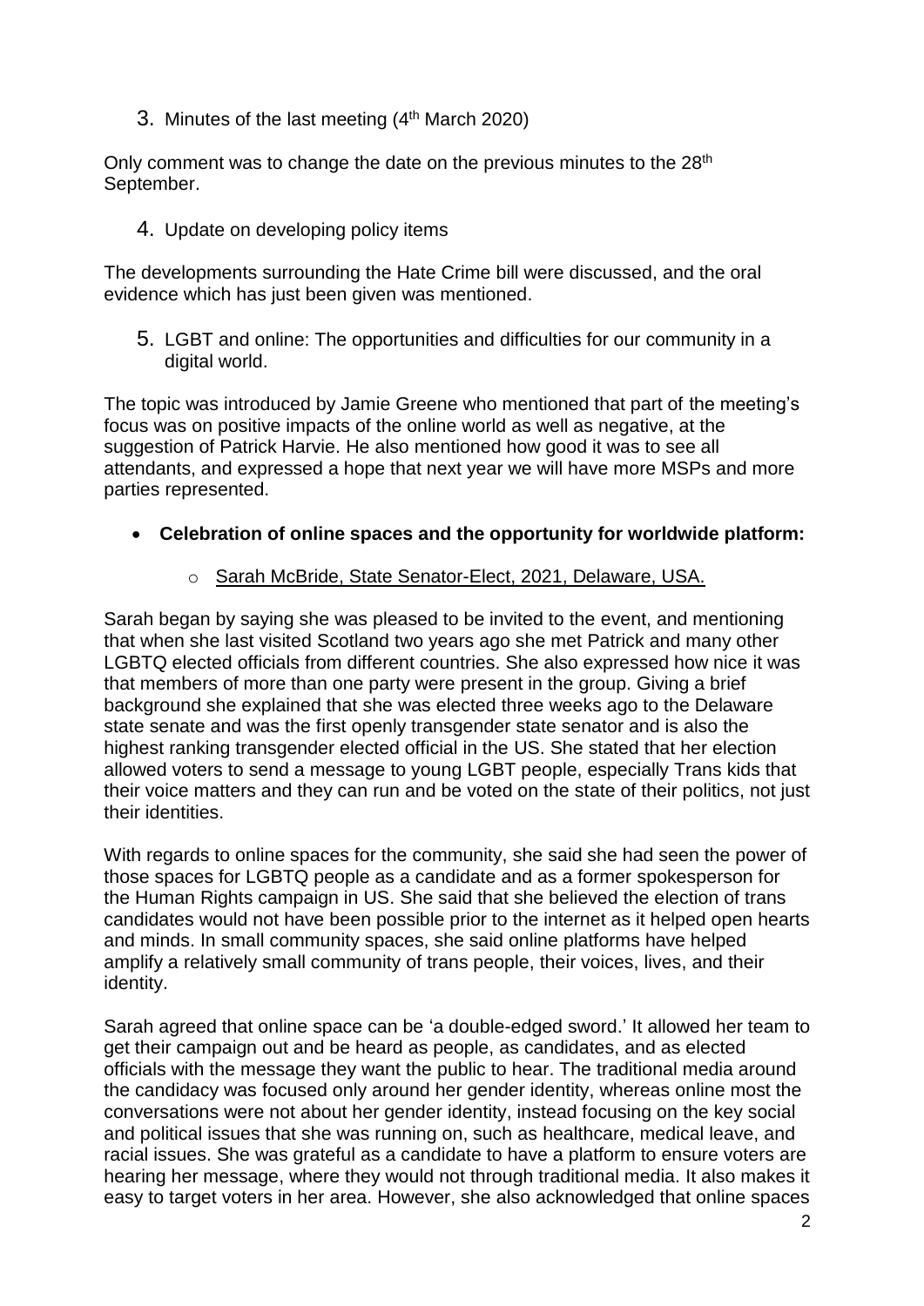3. Minutes of the last meeting (4th March 2020)

Only comment was to change the date on the previous minutes to the 28th September.

4. Update on developing policy items

The developments surrounding the Hate Crime bill were discussed, and the oral evidence which has just been given was mentioned.

5. LGBT and online: The opportunities and difficulties for our community in a digital world.

The topic was introduced by Jamie Greene who mentioned that part of the meeting's focus was on positive impacts of the online world as well as negative, at the suggestion of Patrick Harvie. He also mentioned how good it was to see all attendants, and expressed a hope that next year we will have more MSPs and more parties represented.

- **Celebration of online spaces and the opportunity for worldwide platform:**
  - Sarah McBride, State Senator-Elect, 2021, Delaware, USA.

Sarah began by saying she was pleased to be invited to the event, and mentioning that when she last visited Scotland two years ago she met Patrick and many other LGBTQ elected officials from different countries. She also expressed how nice it was that members of more than one party were present in the group. Giving a brief background she explained that she was elected three weeks ago to the Delaware state senate and was the first openly transgender state senator and is also the highest ranking transgender elected official in the US. She stated that her election allowed voters to send a message to young LGBT people, especially Trans kids that their voice matters and they can run and be voted on the state of their politics, not just their identities.

With regards to online spaces for the community, she said she had seen the power of those spaces for LGBTQ people as a candidate and as a former spokesperson for the Human Rights campaign in US. She said that she believed the election of trans candidates would not have been possible prior to the internet as it helped open hearts and minds. In small community spaces, she said online platforms have helped amplify a relatively small community of trans people, their voices, lives, and their identity.

Sarah agreed that online space can be 'a double-edged sword.' It allowed her team to get their campaign out and be heard as people, as candidates, and as elected officials with the message they want the public to hear. The traditional media around the candidacy was focused only around her gender identity, whereas online most the conversations were not about her gender identity, instead focusing on the key social and political issues that she was running on, such as healthcare, medical leave, and racial issues. She was grateful as a candidate to have a platform to ensure voters are hearing her message, where they would not through traditional media. It also makes it easy to target voters in her area. However, she also acknowledged that online spaces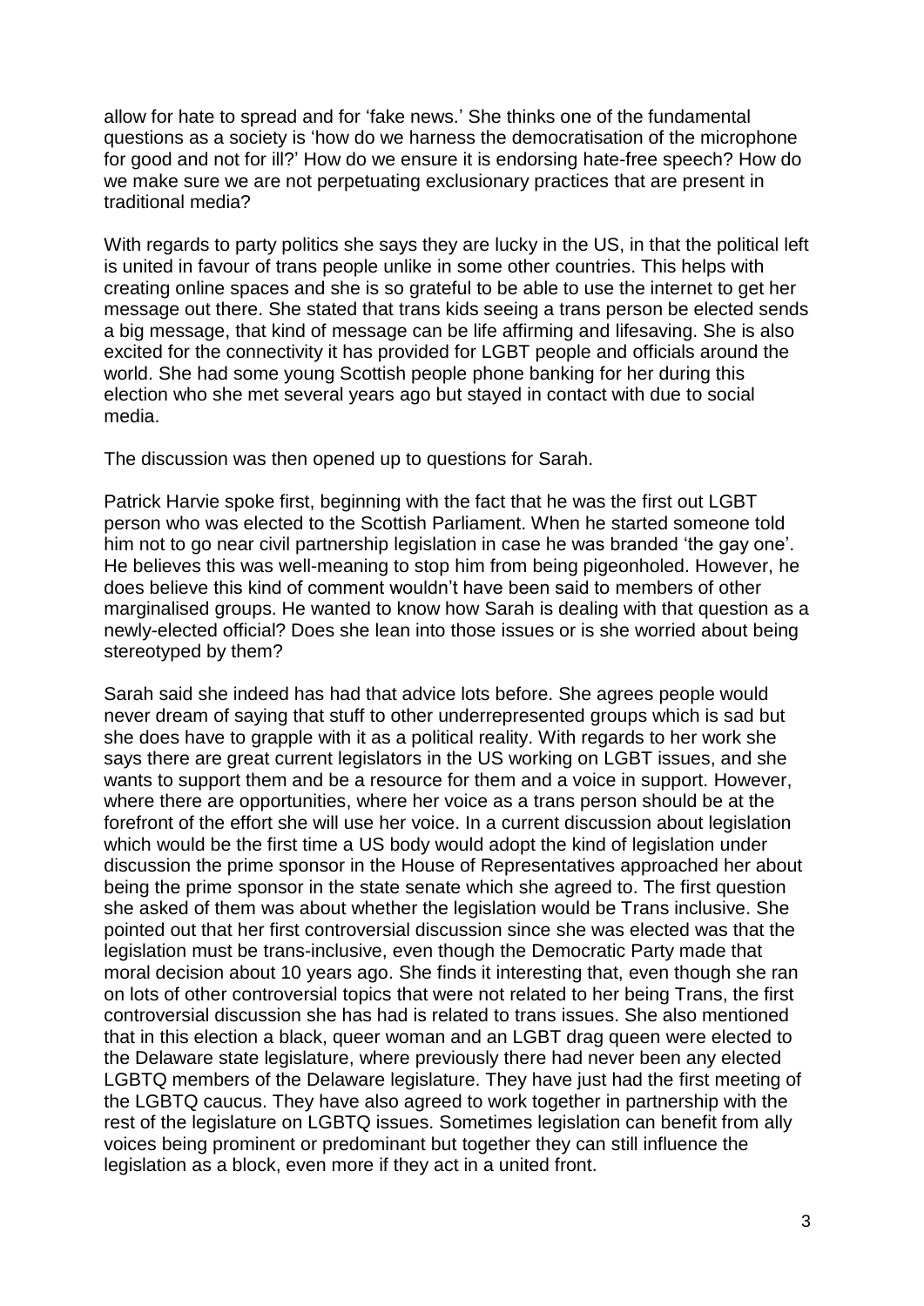allow for hate to spread and for 'fake news.' She thinks one of the fundamental questions as a society is 'how do we harness the democratisation of the microphone for good and not for ill?' How do we ensure it is endorsing hate-free speech? How do we make sure we are not perpetuating exclusionary practices that are present in traditional media?

With regards to party politics she says they are lucky in the US, in that the political left is united in favour of trans people unlike in some other countries. This helps with creating online spaces and she is so grateful to be able to use the internet to get her message out there. She stated that trans kids seeing a trans person be elected sends a big message, that kind of message can be life affirming and lifesaving. She is also excited for the connectivity it has provided for LGBT people and officials around the world. She had some young Scottish people phone banking for her during this election who she met several years ago but stayed in contact with due to social media.

The discussion was then opened up to questions for Sarah.

Patrick Harvie spoke first, beginning with the fact that he was the first out LGBT person who was elected to the Scottish Parliament. When he started someone told him not to go near civil partnership legislation in case he was branded 'the gay one'. He believes this was well-meaning to stop him from being pigeonholed. However, he does believe this kind of comment wouldn't have been said to members of other marginalised groups. He wanted to know how Sarah is dealing with that question as a newly-elected official? Does she lean into those issues or is she worried about being stereotyped by them?

Sarah said she indeed has had that advice lots before. She agrees people would never dream of saying that stuff to other underrepresented groups which is sad but she does have to grapple with it as a political reality. With regards to her work she says there are great current legislators in the US working on LGBT issues, and she wants to support them and be a resource for them and a voice in support. However, where there are opportunities, where her voice as a trans person should be at the forefront of the effort she will use her voice. In a current discussion about legislation which would be the first time a US body would adopt the kind of legislation under discussion the prime sponsor in the House of Representatives approached her about being the prime sponsor in the state senate which she agreed to. The first question she asked of them was about whether the legislation would be Trans inclusive. She pointed out that her first controversial discussion since she was elected was that the legislation must be trans-inclusive, even though the Democratic Party made that moral decision about 10 years ago. She finds it interesting that, even though she ran on lots of other controversial topics that were not related to her being Trans, the first controversial discussion she has had is related to trans issues. She also mentioned that in this election a black, queer woman and an LGBT drag queen were elected to the Delaware state legislature, where previously there had never been any elected LGBTQ members of the Delaware legislature. They have just had the first meeting of the LGBTQ caucus. They have also agreed to work together in partnership with the rest of the legislature on LGBTQ issues. Sometimes legislation can benefit from ally voices being prominent or predominant but together they can still influence the legislation as a block, even more if they act in a united front.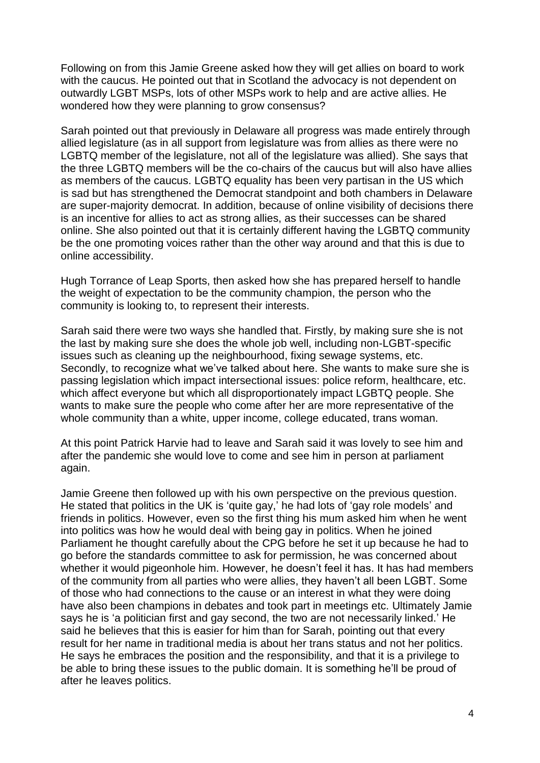Following on from this Jamie Greene asked how they will get allies on board to work with the caucus. He pointed out that in Scotland the advocacy is not dependent on outwardly LGBT MSPs, lots of other MSPs work to help and are active allies. He wondered how they were planning to grow consensus?

Sarah pointed out that previously in Delaware all progress was made entirely through allied legislature (as in all support from legislature was from allies as there were no LGBTQ member of the legislature, not all of the legislature was allied). She says that the three LGBTQ members will be the co-chairs of the caucus but will also have allies as members of the caucus. LGBTQ equality has been very partisan in the US which is sad but has strengthened the Democrat standpoint and both chambers in Delaware are super-majority democrat. In addition, because of online visibility of decisions there is an incentive for allies to act as strong allies, as their successes can be shared online. She also pointed out that it is certainly different having the LGBTQ community be the one promoting voices rather than the other way around and that this is due to online accessibility.

Hugh Torrance of Leap Sports, then asked how she has prepared herself to handle the weight of expectation to be the community champion, the person who the community is looking to, to represent their interests.

Sarah said there were two ways she handled that. Firstly, by making sure she is not the last by making sure she does the whole job well, including non-LGBT-specific issues such as cleaning up the neighbourhood, fixing sewage systems, etc. Secondly, to recognize what we've talked about here. She wants to make sure she is passing legislation which impact intersectional issues: police reform, healthcare, etc. which affect everyone but which all disproportionately impact LGBTQ people. She wants to make sure the people who come after her are more representative of the whole community than a white, upper income, college educated, trans woman.

At this point Patrick Harvie had to leave and Sarah said it was lovely to see him and after the pandemic she would love to come and see him in person at parliament again.

Jamie Greene then followed up with his own perspective on the previous question. He stated that politics in the UK is 'quite gay,' he had lots of 'gay role models' and friends in politics. However, even so the first thing his mum asked him when he went into politics was how he would deal with being gay in politics. When he joined Parliament he thought carefully about the CPG before he set it up because he had to go before the standards committee to ask for permission, he was concerned about whether it would pigeonhole him. However, he doesn't feel it has. It has had members of the community from all parties who were allies, they haven't all been LGBT. Some of those who had connections to the cause or an interest in what they were doing have also been champions in debates and took part in meetings etc. Ultimately Jamie says he is 'a politician first and gay second, the two are not necessarily linked.' He said he believes that this is easier for him than for Sarah, pointing out that every result for her name in traditional media is about her trans status and not her politics. He says he embraces the position and the responsibility, and that it is a privilege to be able to bring these issues to the public domain. It is something he'll be proud of after he leaves politics.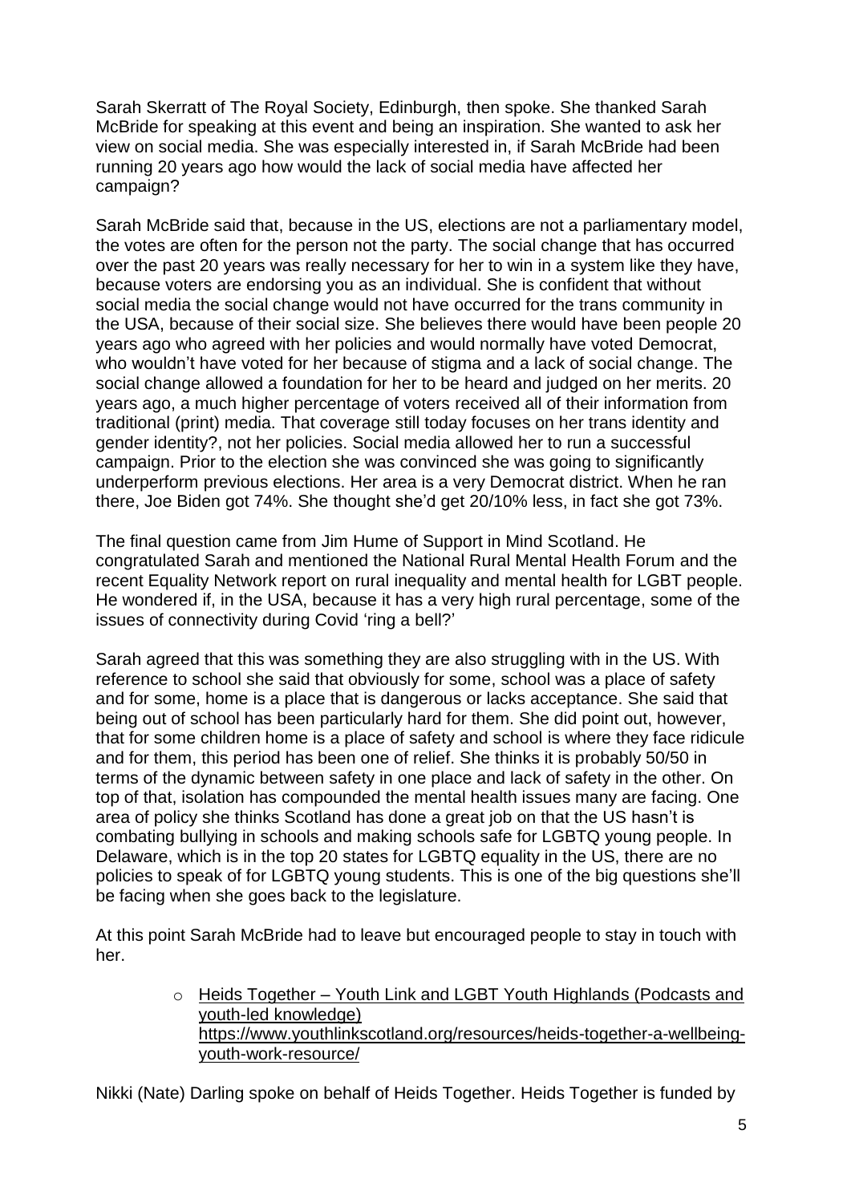Sarah Skerratt of The Royal Society, Edinburgh, then spoke. She thanked Sarah McBride for speaking at this event and being an inspiration. She wanted to ask her view on social media. She was especially interested in, if Sarah McBride had been running 20 years ago how would the lack of social media have affected her campaign?

Sarah McBride said that, because in the US, elections are not a parliamentary model, the votes are often for the person not the party. The social change that has occurred over the past 20 years was really necessary for her to win in a system like they have, because voters are endorsing you as an individual. She is confident that without social media the social change would not have occurred for the trans community in the USA, because of their social size. She believes there would have been people 20 years ago who agreed with her policies and would normally have voted Democrat, who wouldn't have voted for her because of stigma and a lack of social change. The social change allowed a foundation for her to be heard and judged on her merits. 20 years ago, a much higher percentage of voters received all of their information from traditional (print) media. That coverage still today focuses on her trans identity and gender identity?, not her policies. Social media allowed her to run a successful campaign. Prior to the election she was convinced she was going to significantly underperform previous elections. Her area is a very Democrat district. When he ran there, Joe Biden got 74%. She thought she'd get 20/10% less, in fact she got 73%.

The final question came from Jim Hume of Support in Mind Scotland. He congratulated Sarah and mentioned the National Rural Mental Health Forum and the recent Equality Network report on rural inequality and mental health for LGBT people. He wondered if, in the USA, because it has a very high rural percentage, some of the issues of connectivity during Covid 'ring a bell?'

Sarah agreed that this was something they are also struggling with in the US. With reference to school she said that obviously for some, school was a place of safety and for some, home is a place that is dangerous or lacks acceptance. She said that being out of school has been particularly hard for them. She did point out, however, that for some children home is a place of safety and school is where they face ridicule and for them, this period has been one of relief. She thinks it is probably 50/50 in terms of the dynamic between safety in one place and lack of safety in the other. On top of that, isolation has compounded the mental health issues many are facing. One area of policy she thinks Scotland has done a great job on that the US hasn't is combating bullying in schools and making schools safe for LGBTQ young people. In Delaware, which is in the top 20 states for LGBTQ equality in the US, there are no policies to speak of for LGBTQ young students. This is one of the big questions she'll be facing when she goes back to the legislature.

At this point Sarah McBride had to leave but encouraged people to stay in touch with her.

- Heids Together – Youth Link and LGBT Youth Highlands (Podcasts and youth-led knowledge) https://www.youthlinkscotland.org/resources/heids-together-a-wellbeing-youth-work-resource/

Nikki (Nate) Darling spoke on behalf of Heids Together. Heids Together is funded by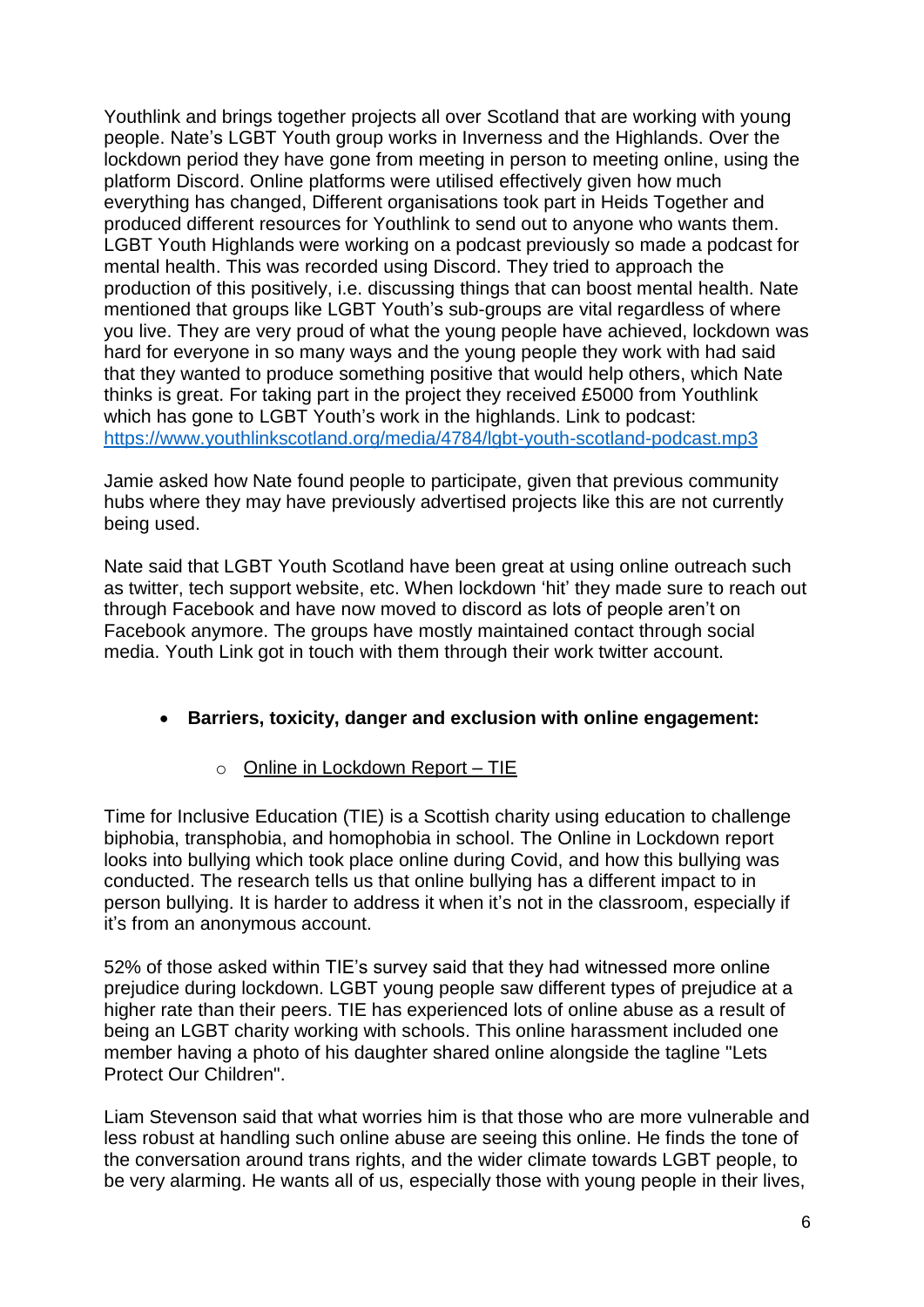Youthlink and brings together projects all over Scotland that are working with young people. Nate's LGBT Youth group works in Inverness and the Highlands. Over the lockdown period they have gone from meeting in person to meeting online, using the platform Discord. Online platforms were utilised effectively given how much everything has changed, Different organisations took part in Heids Together and produced different resources for Youthlink to send out to anyone who wants them. LGBT Youth Highlands were working on a podcast previously so made a podcast for mental health. This was recorded using Discord. They tried to approach the production of this positively, i.e. discussing things that can boost mental health. Nate mentioned that groups like LGBT Youth's sub-groups are vital regardless of where you live. They are very proud of what the young people have achieved, lockdown was hard for everyone in so many ways and the young people they work with had said that they wanted to produce something positive that would help others, which Nate thinks is great. For taking part in the project they received £5000 from Youthlink which has gone to LGBT Youth's work in the highlands. Link to podcast: https://www.youthlinkscotland.org/media/4784/lgbt-youth-scotland-podcast.mp3

Jamie asked how Nate found people to participate, given that previous community hubs where they may have previously advertised projects like this are not currently being used.

Nate said that LGBT Youth Scotland have been great at using online outreach such as twitter, tech support website, etc. When lockdown 'hit' they made sure to reach out through Facebook and have now moved to discord as lots of people aren't on Facebook anymore. The groups have mostly maintained contact through social media. Youth Link got in touch with them through their work twitter account.

- **Barriers, toxicity, danger and exclusion with online engagement:**
  - Online in Lockdown Report – TIE

Time for Inclusive Education (TIE) is a Scottish charity using education to challenge biphobia, transphobia, and homophobia in school. The Online in Lockdown report looks into bullying which took place online during Covid, and how this bullying was conducted. The research tells us that online bullying has a different impact to in person bullying. It is harder to address it when it's not in the classroom, especially if it's from an anonymous account.

52% of those asked within TIE's survey said that they had witnessed more online prejudice during lockdown. LGBT young people saw different types of prejudice at a higher rate than their peers. TIE has experienced lots of online abuse as a result of being an LGBT charity working with schools. This online harassment included one member having a photo of his daughter shared online alongside the tagline "Lets Protect Our Children".

Liam Stevenson said that what worries him is that those who are more vulnerable and less robust at handling such online abuse are seeing this online. He finds the tone of the conversation around trans rights, and the wider climate towards LGBT people, to be very alarming. He wants all of us, especially those with young people in their lives,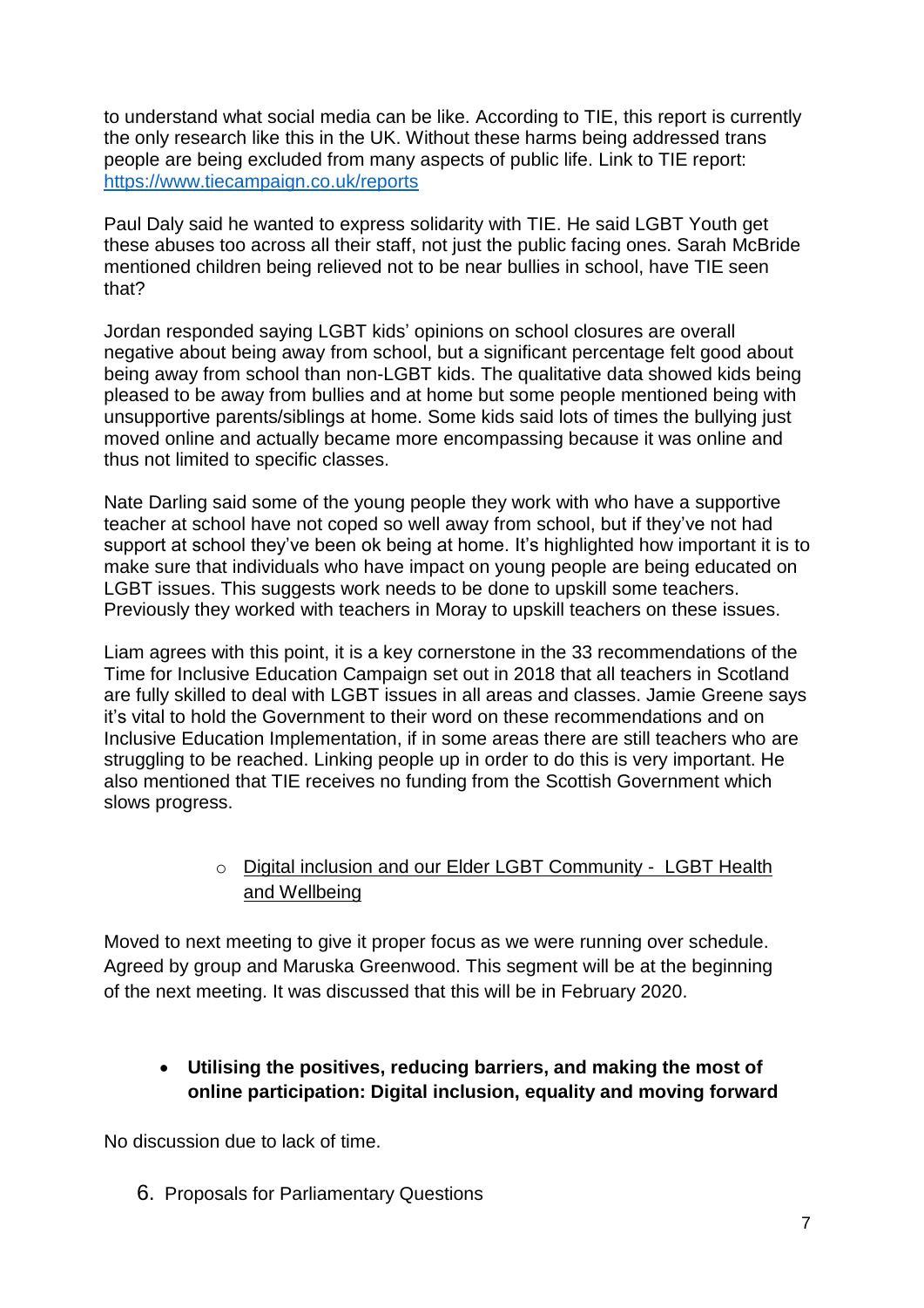to understand what social media can be like. According to TIE, this report is currently the only research like this in the UK. Without these harms being addressed trans people are being excluded from many aspects of public life. Link to TIE report: [https://www.tiecampaign.co.uk/reports](https://www.tiecampaign.co.uk/reports)

Paul Daly said he wanted to express solidarity with TIE. He said LGBT Youth get these abuses too across all their staff, not just the public facing ones. Sarah McBride mentioned children being relieved not to be near bullies in school, have TIE seen that?

Jordan responded saying LGBT kids' opinions on school closures are overall negative about being away from school, but a significant percentage felt good about being away from school than non-LGBT kids. The qualitative data showed kids being pleased to be away from bullies and at home but some people mentioned being with unsupportive parents/siblings at home. Some kids said lots of times the bullying just moved online and actually became more encompassing because it was online and thus not limited to specific classes.

Nate Darling said some of the young people they work with who have a supportive teacher at school have not coped so well away from school, but if they've not had support at school they've been ok being at home. It's highlighted how important it is to make sure that individuals who have impact on young people are being educated on LGBT issues. This suggests work needs to be done to upskill some teachers. Previously they worked with teachers in Moray to upskill teachers on these issues.

Liam agrees with this point, it is a key cornerstone in the 33 recommendations of the Time for Inclusive Education Campaign set out in 2018 that all teachers in Scotland are fully skilled to deal with LGBT issues in all areas and classes. Jamie Greene says it's vital to hold the Government to their word on these recommendations and on Inclusive Education Implementation, if in some areas there are still teachers who are struggling to be reached. Linking people up in order to do this is very important. He also mentioned that TIE receives no funding from the Scottish Government which slows progress.

- <u>Digital inclusion and our Elder LGBT Community - LGBT Health and Wellbeing</u>

Moved to next meeting to give it proper focus as we were running over schedule. Agreed by group and Maruska Greenwood. This segment will be at the beginning of the next meeting. It was discussed that this will be in February 2020.

- **Utilising the positives, reducing barriers, and making the most of online participation: Digital inclusion, equality and moving forward**

No discussion due to lack of time.

6. Proposals for Parliamentary Questions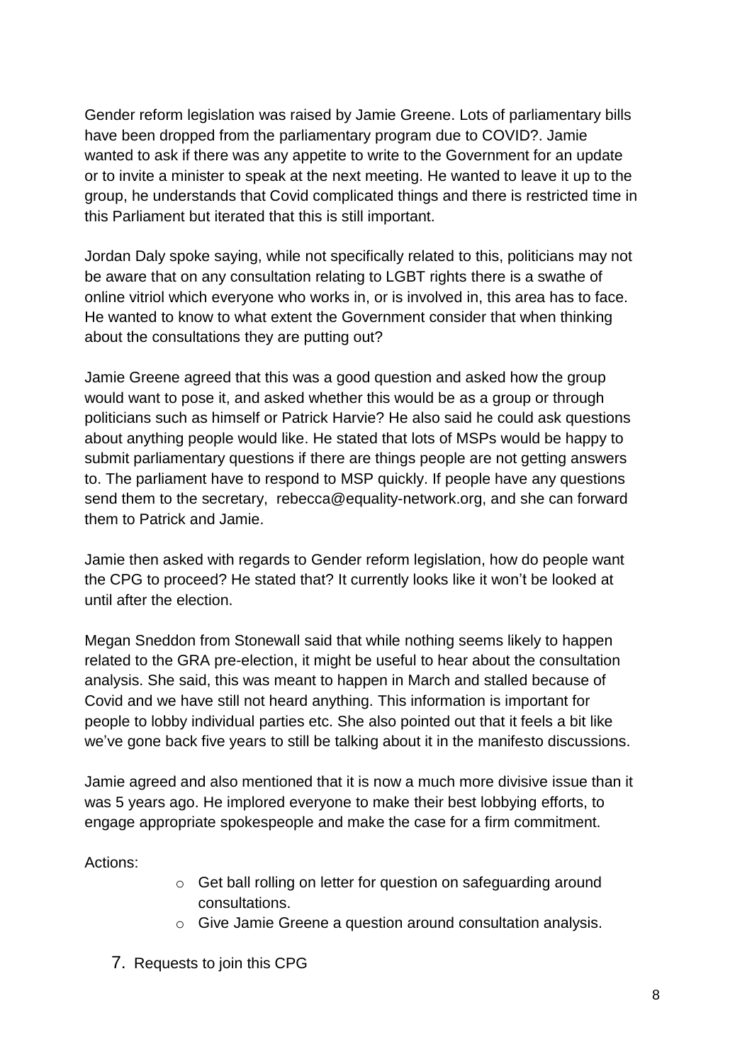Gender reform legislation was raised by Jamie Greene. Lots of parliamentary bills have been dropped from the parliamentary program due to COVID?. Jamie wanted to ask if there was any appetite to write to the Government for an update or to invite a minister to speak at the next meeting. He wanted to leave it up to the group, he understands that Covid complicated things and there is restricted time in this Parliament but iterated that this is still important.

Jordan Daly spoke saying, while not specifically related to this, politicians may not be aware that on any consultation relating to LGBT rights there is a swathe of online vitriol which everyone who works in, or is involved in, this area has to face. He wanted to know to what extent the Government consider that when thinking about the consultations they are putting out?

Jamie Greene agreed that this was a good question and asked how the group would want to pose it, and asked whether this would be as a group or through politicians such as himself or Patrick Harvie? He also said he could ask questions about anything people would like. He stated that lots of MSPs would be happy to submit parliamentary questions if there are things people are not getting answers to. The parliament have to respond to MSP quickly. If people have any questions send them to the secretary, rebecca@equality-network.org, and she can forward them to Patrick and Jamie.

Jamie then asked with regards to Gender reform legislation, how do people want the CPG to proceed? He stated that? It currently looks like it won't be looked at until after the election.

Megan Sneddon from Stonewall said that while nothing seems likely to happen related to the GRA pre-election, it might be useful to hear about the consultation analysis. She said, this was meant to happen in March and stalled because of Covid and we have still not heard anything. This information is important for people to lobby individual parties etc. She also pointed out that it feels a bit like we've gone back five years to still be talking about it in the manifesto discussions.

Jamie agreed and also mentioned that it is now a much more divisive issue than it was 5 years ago. He implored everyone to make their best lobbying efforts, to engage appropriate spokespeople and make the case for a firm commitment.

Actions:

- Get ball rolling on letter for question on safeguarding around consultations.
- Give Jamie Greene a question around consultation analysis.

7. Requests to join this CPG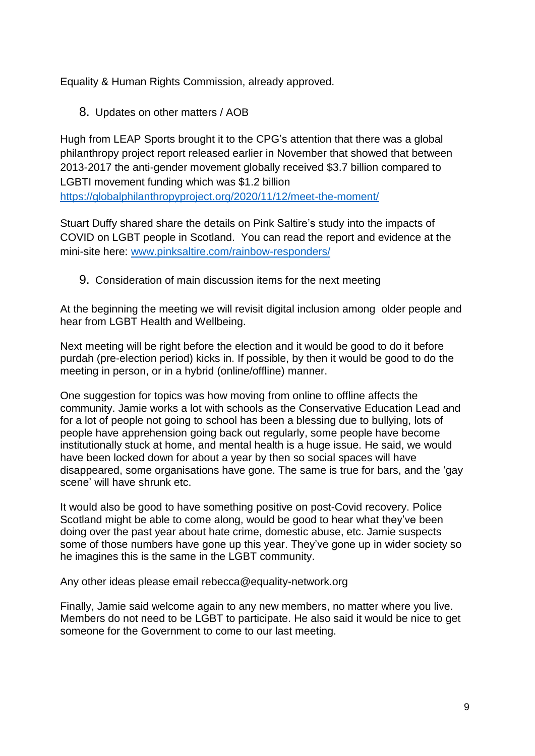Equality & Human Rights Commission, already approved.

8. Updates on other matters / AOB

Hugh from LEAP Sports brought it to the CPG's attention that there was a global philanthropy project report released earlier in November that showed that between 2013-2017 the anti-gender movement globally received $3.7 billion compared to LGBTI movement funding which was $1.2 billion https://globalphilanthropyproject.org/2020/11/12/meet-the-moment/

Stuart Duffy shared share the details on Pink Saltire's study into the impacts of COVID on LGBT people in Scotland. You can read the report and evidence at the mini-site here: www.pinksaltire.com/rainbow-responders/

9. Consideration of main discussion items for the next meeting

At the beginning the meeting we will revisit digital inclusion among older people and hear from LGBT Health and Wellbeing.

Next meeting will be right before the election and it would be good to do it before purdah (pre-election period) kicks in. If possible, by then it would be good to do the meeting in person, or in a hybrid (online/offline) manner.

One suggestion for topics was how moving from online to offline affects the community. Jamie works a lot with schools as the Conservative Education Lead and for a lot of people not going to school has been a blessing due to bullying, lots of people have apprehension going back out regularly, some people have become institutionally stuck at home, and mental health is a huge issue. He said, we would have been locked down for about a year by then so social spaces will have disappeared, some organisations have gone. The same is true for bars, and the 'gay scene' will have shrunk etc.

It would also be good to have something positive on post-Covid recovery. Police Scotland might be able to come along, would be good to hear what they've been doing over the past year about hate crime, domestic abuse, etc. Jamie suspects some of those numbers have gone up this year. They've gone up in wider society so he imagines this is the same in the LGBT community.

Any other ideas please email rebecca@equality-network.org

Finally, Jamie said welcome again to any new members, no matter where you live. Members do not need to be LGBT to participate. He also said it would be nice to get someone for the Government to come to our last meeting.